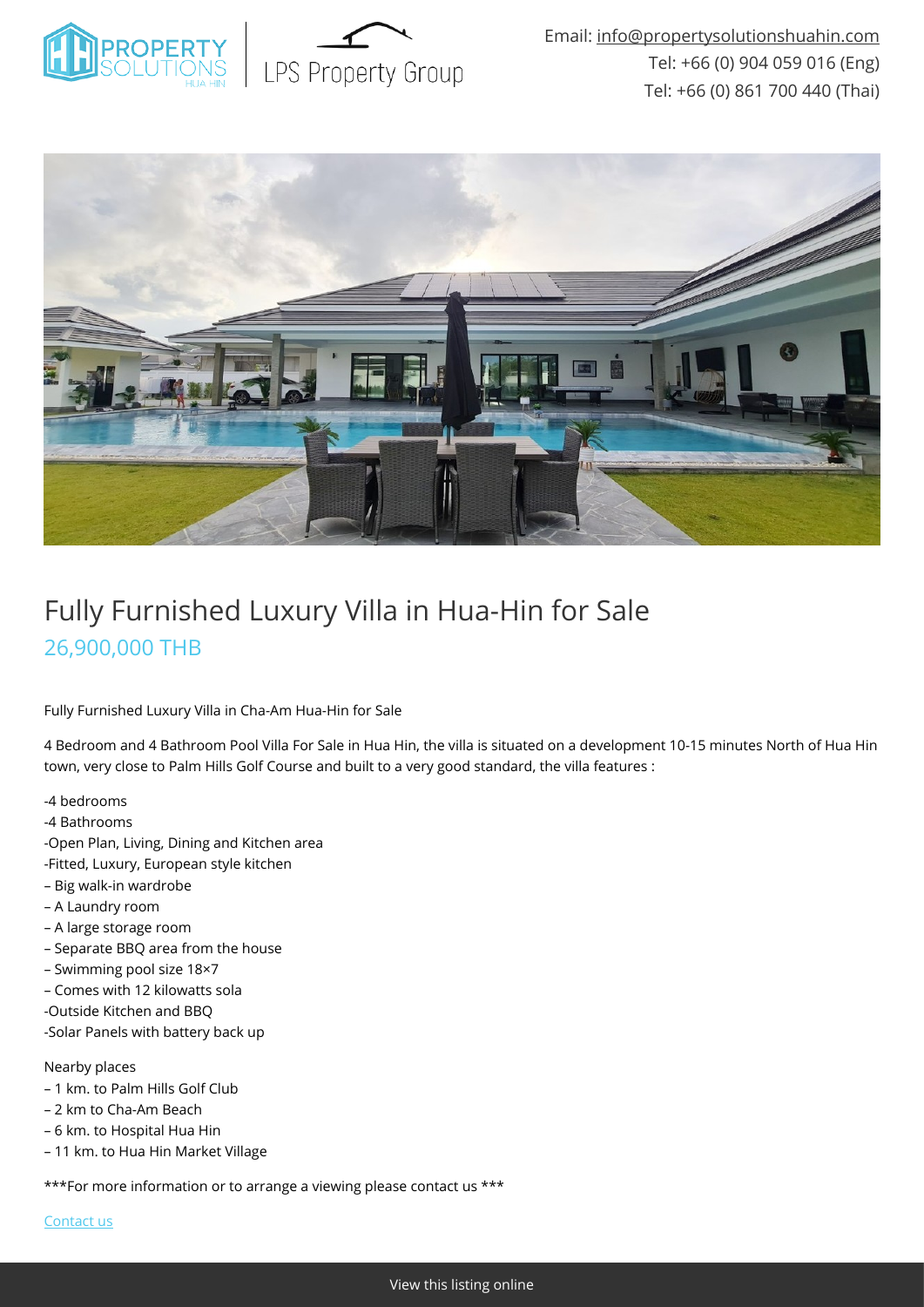Email: info@propertysolutionshuahin.com
Tel: +66 (0) 904 059 016 (Eng)
Tel: +66 (0) 861 700 440 (Thai)

# Fully Furnished Luxury Villa in Hua-Hin for Sale

## 26,900,000 THB

Fully Furnished Luxury Villa in Cha-Am Hua-Hin for Sale

4 Bedroom and 4 Bathroom Pool Villa For Sale in Hua Hin, the villa is situated on a development 10-15 minutes North of Hua Hin town, very close to Palm Hills Golf Course and built to a very good standard, the villa features :

-4 bedrooms
-4 Bathrooms
-Open Plan, Living, Dining and Kitchen area
-Fitted, Luxury, European style kitchen
– Big walk-in wardrobe
– A Laundry room
– A large storage room
– Separate BBQ area from the house
– Swimming pool size 18×7
– Comes with 12 kilowatts sola
-Outside Kitchen and BBQ
-Solar Panels with battery back up

Nearby places
– 1 km. to Palm Hills Golf Club
– 2 km to Cha-Am Beach
– 6 km. to Hospital Hua Hin
– 11 km. to Hua Hin Market Village

***For more information or to arrange a viewing please contact us ***

Contact us

View this listing online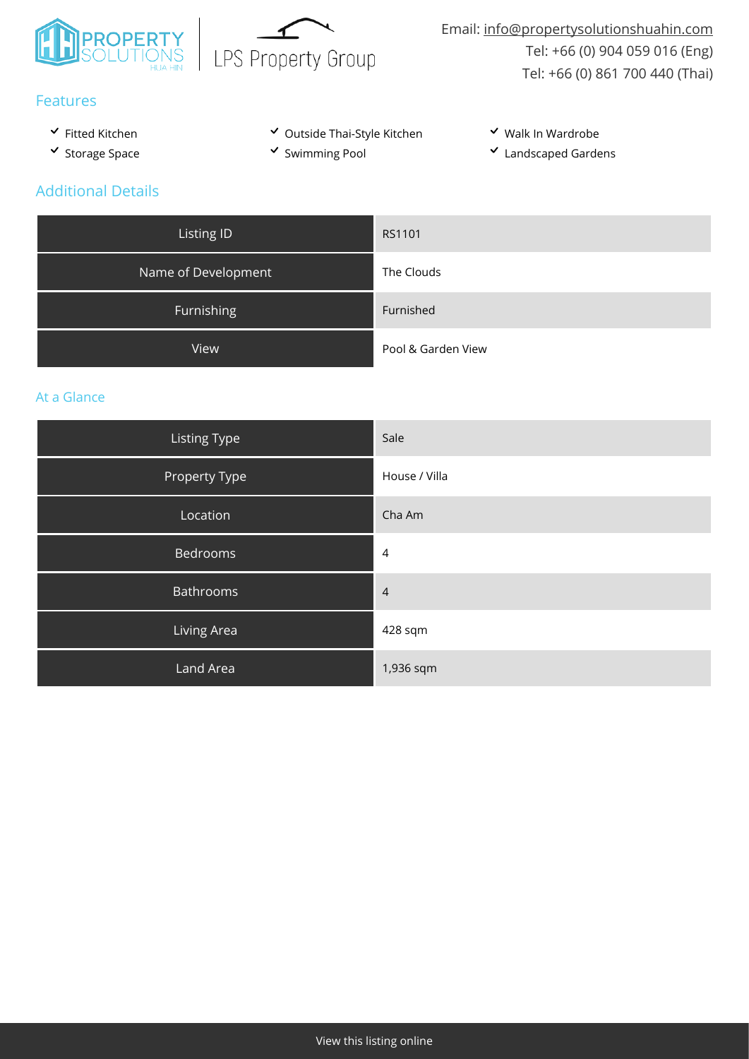## Features

- Fitted Kitchen
- Storage Space
- Outside Thai-Style Kitchen
- Swimming Pool
- Walk In Wardrobe
- Landscaped Gardens

## Additional Details

| | |
|---|---|
| Listing ID | RS1101 |
| Name of Development | The Clouds |
| Furnishing | Furnished |
| View | Pool & Garden View |

### At a Glance

| | |
|---|---|
| Listing Type | Sale |
| Property Type | House / Villa |
| Location | Cha Am |
| Bedrooms | 4 |
| Bathrooms | 4 |
| Living Area | 428 sqm |
| Land Area | 1,936 sqm |

View this listing online